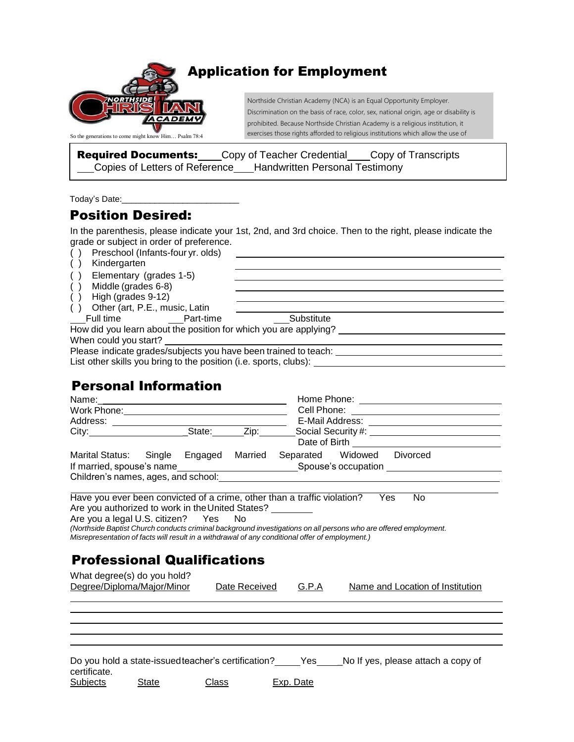# Application for Employment

So the generations to come might know Him… Psalm 78:4

Northside Christian Academy (NCA) is an Equal Opportunity Employer. Discrimination on the basis of race, color, sex, national origin, age or disability is prohibited. Because Northside Christian Academy is a religious institution, it exercises those rights afforded to religious institutions which allow the use of

**Required Documents:** ____Copy of Teacher Credential ____Copy of Transcripts ___Copies of Letters of Reference ___Handwritten Personal Testimony

Today's Date:_________________________

## Position Desired:

In the parenthesis, please indicate your 1st, 2nd, and 3rd choice. Then to the right, please indicate the grade or subject in order of preference.

( ) Preschool (Infants-four yr. olds) ____________________

( ) Kindergarten ____________________

( ) Elementary (grades 1-5) ____________________

( ) Middle (grades 6-8) ____________________

( ) High (grades 9-12) ____________________

( ) Other (art, P.E., music, Latin ____________________

___Full time ___Part-time ___Substitute

How did you learn about the position for which you are applying? ____________________

When could you start? ____________________

Please indicate grades/subjects you have been trained to teach: ____________________

List other skills you bring to the position (i.e. sports, clubs): ____________________

## Personal Information

Name:____________________ Home Phone: ____________________

Work Phone:____________________ Cell Phone: ____________________

Address: ____________________ E-Mail Address: ____________________

City:__________State:______Zip:______ Social Security #: ____________________

Date of Birth ____________________

Marital Status: Single Engaged Married Separated Widowed Divorced

If married, spouse's name____________________ Spouse's occupation ____________________

Children's names, ages, and school:____________________

Have you ever been convicted of a crime, other than a traffic violation? Yes No

Are you authorized to work in the United States? ________

Are you a legal U.S. citizen? Yes No

*(Northside Baptist Church conducts criminal background investigations on all persons who are offered employment. Misrepresentation of facts will result in a withdrawal of any conditional offer of employment.)*

## Professional Qualifications

What degree(s) do you hold?

| Degree/Diploma/Major/Minor | Date Received | G.P.A | Name and Location of Institution |
| --- | --- | --- | --- |
| | | | |
| | | | |
| | | | |
| | | | |
| | | | |

Do you hold a state-issued teacher's certification?_____Yes_____No If yes, please attach a copy of certificate.

| Subjects | State | Class | Exp. Date |
| --- | --- | --- | --- |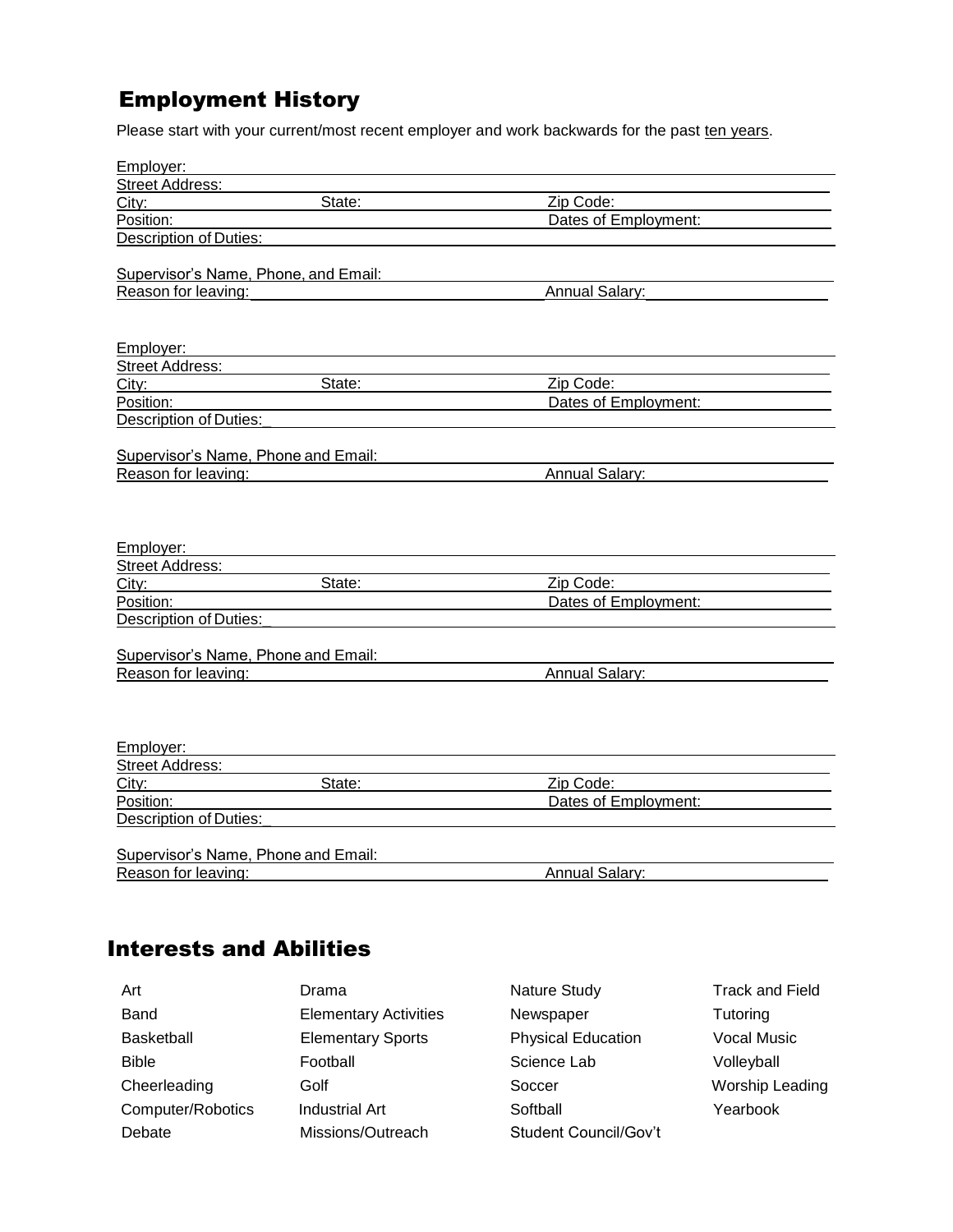## Employment History

Please start with your current/most recent employer and work backwards for the past ten years.

Employer: \_\_\_\_\_\_\_\_\_\_\_\_\_\_\_\_\_\_\_\_\_\_\_\_\_\_\_\_\_\_\_\_\_\_\_\_\_\_\_\_\_\_\_\_\_\_\_\_
Street Address: \_\_\_\_\_\_\_\_\_\_\_\_\_\_\_\_\_\_\_\_\_\_\_\_\_\_\_\_\_\_\_\_\_\_\_\_\_\_\_\_\_\_\_\_
City: \_\_\_\_\_\_\_\_\_\_ State: \_\_\_\_\_\_\_\_\_\_ Zip Code: \_\_\_\_\_\_\_\_\_\_
Position: \_\_\_\_\_\_\_\_\_\_\_\_\_\_\_\_\_\_\_\_ Dates of Employment: \_\_\_\_\_\_\_\_\_\_
Description of Duties: \_\_\_\_\_\_\_\_\_\_\_\_\_\_\_\_\_\_\_\_\_\_\_\_\_\_\_\_\_\_\_\_\_\_\_\_\_\_\_\_

Supervisor's Name, Phone, and Email: \_\_\_\_\_\_\_\_\_\_\_\_\_\_\_\_\_\_\_\_\_\_\_\_\_\_\_\_\_\_
Reason for leaving: \_\_\_\_\_\_\_\_\_\_\_\_\_\_\_\_\_\_\_\_ Annual Salary: \_\_\_\_\_\_\_\_\_\_

Employer: \_\_\_\_\_\_\_\_\_\_\_\_\_\_\_\_\_\_\_\_\_\_\_\_\_\_\_\_\_\_\_\_\_\_\_\_\_\_\_\_\_\_\_\_\_\_\_\_
Street Address: \_\_\_\_\_\_\_\_\_\_\_\_\_\_\_\_\_\_\_\_\_\_\_\_\_\_\_\_\_\_\_\_\_\_\_\_\_\_\_\_\_\_\_\_
City: \_\_\_\_\_\_\_\_\_\_ State: \_\_\_\_\_\_\_\_\_\_ Zip Code: \_\_\_\_\_\_\_\_\_\_
Position: \_\_\_\_\_\_\_\_\_\_\_\_\_\_\_\_\_\_\_\_ Dates of Employment: \_\_\_\_\_\_\_\_\_\_
Description of Duties: \_\_\_\_\_\_\_\_\_\_\_\_\_\_\_\_\_\_\_\_\_\_\_\_\_\_\_\_\_\_\_\_\_\_\_\_\_\_\_\_

Supervisor's Name, Phone and Email: \_\_\_\_\_\_\_\_\_\_\_\_\_\_\_\_\_\_\_\_\_\_\_\_\_\_\_\_\_\_
Reason for leaving: \_\_\_\_\_\_\_\_\_\_\_\_\_\_\_\_\_\_\_\_ Annual Salary: \_\_\_\_\_\_\_\_\_\_

Employer: \_\_\_\_\_\_\_\_\_\_\_\_\_\_\_\_\_\_\_\_\_\_\_\_\_\_\_\_\_\_\_\_\_\_\_\_\_\_\_\_\_\_\_\_\_\_\_\_
Street Address: \_\_\_\_\_\_\_\_\_\_\_\_\_\_\_\_\_\_\_\_\_\_\_\_\_\_\_\_\_\_\_\_\_\_\_\_\_\_\_\_\_\_\_\_
City: \_\_\_\_\_\_\_\_\_\_ State: \_\_\_\_\_\_\_\_\_\_ Zip Code: \_\_\_\_\_\_\_\_\_\_
Position: \_\_\_\_\_\_\_\_\_\_\_\_\_\_\_\_\_\_\_\_ Dates of Employment: \_\_\_\_\_\_\_\_\_\_
Description of Duties: \_\_\_\_\_\_\_\_\_\_\_\_\_\_\_\_\_\_\_\_\_\_\_\_\_\_\_\_\_\_\_\_\_\_\_\_\_\_\_\_

Supervisor's Name, Phone and Email: \_\_\_\_\_\_\_\_\_\_\_\_\_\_\_\_\_\_\_\_\_\_\_\_\_\_\_\_\_\_
Reason for leaving: \_\_\_\_\_\_\_\_\_\_\_\_\_\_\_\_\_\_\_\_ Annual Salary: \_\_\_\_\_\_\_\_\_\_

Employer: \_\_\_\_\_\_\_\_\_\_\_\_\_\_\_\_\_\_\_\_\_\_\_\_\_\_\_\_\_\_\_\_\_\_\_\_\_\_\_\_\_\_\_\_\_\_\_\_
Street Address: \_\_\_\_\_\_\_\_\_\_\_\_\_\_\_\_\_\_\_\_\_\_\_\_\_\_\_\_\_\_\_\_\_\_\_\_\_\_\_\_\_\_\_\_
City: \_\_\_\_\_\_\_\_\_\_ State: \_\_\_\_\_\_\_\_\_\_ Zip Code: \_\_\_\_\_\_\_\_\_\_
Position: \_\_\_\_\_\_\_\_\_\_\_\_\_\_\_\_\_\_\_\_ Dates of Employment: \_\_\_\_\_\_\_\_\_\_
Description of Duties: \_\_\_\_\_\_\_\_\_\_\_\_\_\_\_\_\_\_\_\_\_\_\_\_\_\_\_\_\_\_\_\_\_\_\_\_\_\_\_\_

Supervisor's Name, Phone and Email: \_\_\_\_\_\_\_\_\_\_\_\_\_\_\_\_\_\_\_\_\_\_\_\_\_\_\_\_\_\_
Reason for leaving: \_\_\_\_\_\_\_\_\_\_\_\_\_\_\_\_\_\_\_\_ Annual Salary: \_\_\_\_\_\_\_\_\_\_

## Interests and Abilities

| | | | |
|---|---|---|---|
| Art | Drama | Nature Study | Track and Field |
| Band | Elementary Activities | Newspaper | Tutoring |
| Basketball | Elementary Sports | Physical Education | Vocal Music |
| Bible | Football | Science Lab | Volleyball |
| Cheerleading | Golf | Soccer | Worship Leading |
| Computer/Robotics | Industrial Art | Softball | Yearbook |
| Debate | Missions/Outreach | Student Council/Gov't | |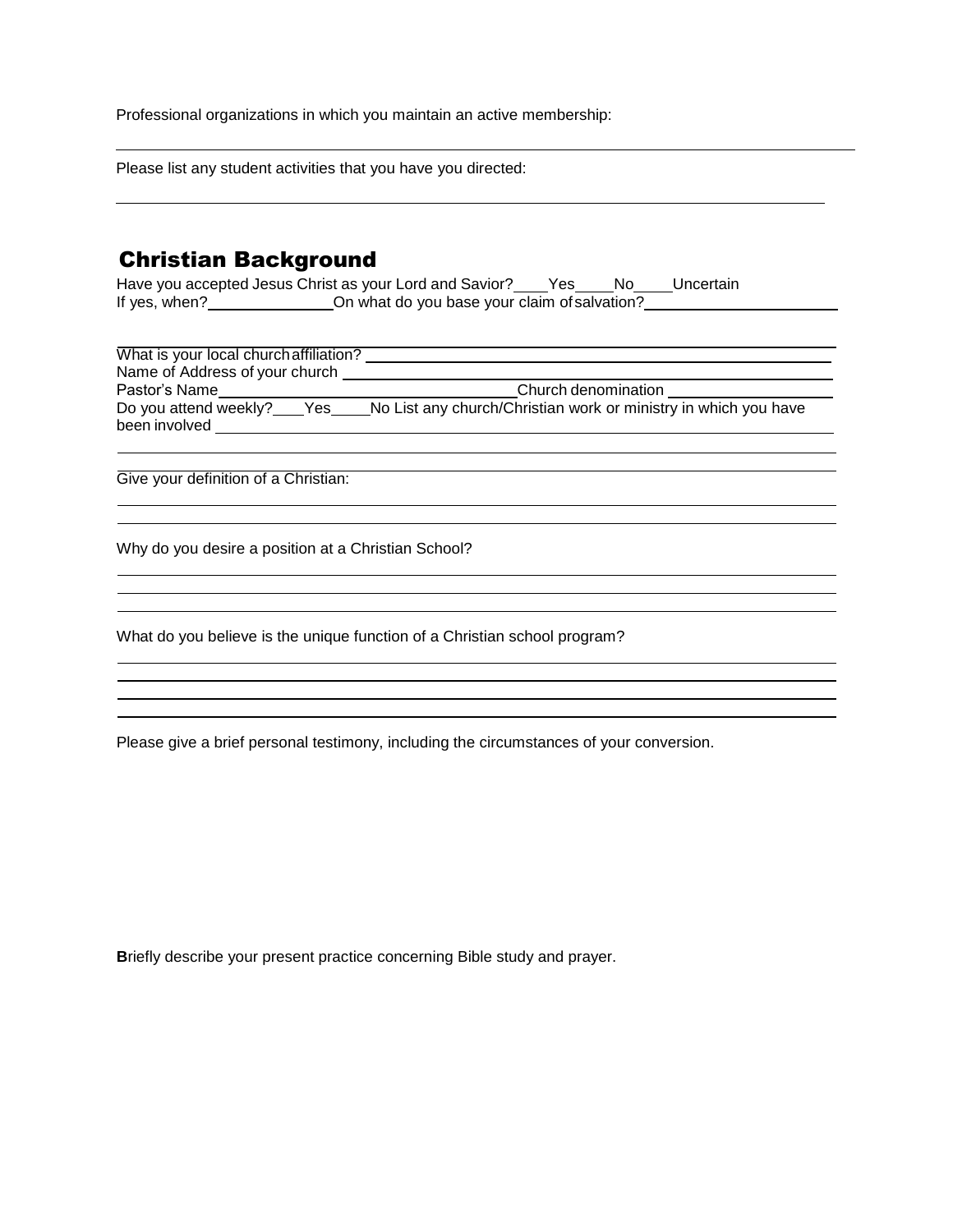Professional organizations in which you maintain an active membership:

______________________________________________________________________

Please list any student activities that you have you directed:

______________________________________________________________________

## Christian Background

Have you accepted Jesus Christ as your Lord and Savior?____Yes____No____Uncertain
If yes, when?______________On what do you base your claim of salvation?______________________

______________________________________________________________________

What is your local church affiliation? ______________________________________________
Name of Address of your church ____________________________________________
Pastor's Name____________________________Church denomination __________________
Do you attend weekly?____Yes____No List any church/Christian work or ministry in which you have been involved ______________________________________________________________

______________________________________________________________________

______________________________________________________________________

Give your definition of a Christian:

______________________________________________________________________

______________________________________________________________________

Why do you desire a position at a Christian School?

______________________________________________________________________

______________________________________________________________________

______________________________________________________________________

What do you believe is the unique function of a Christian school program?

______________________________________________________________________

______________________________________________________________________

______________________________________________________________________

______________________________________________________________________

Please give a brief personal testimony, including the circumstances of your conversion.

**B**riefly describe your present practice concerning Bible study and prayer.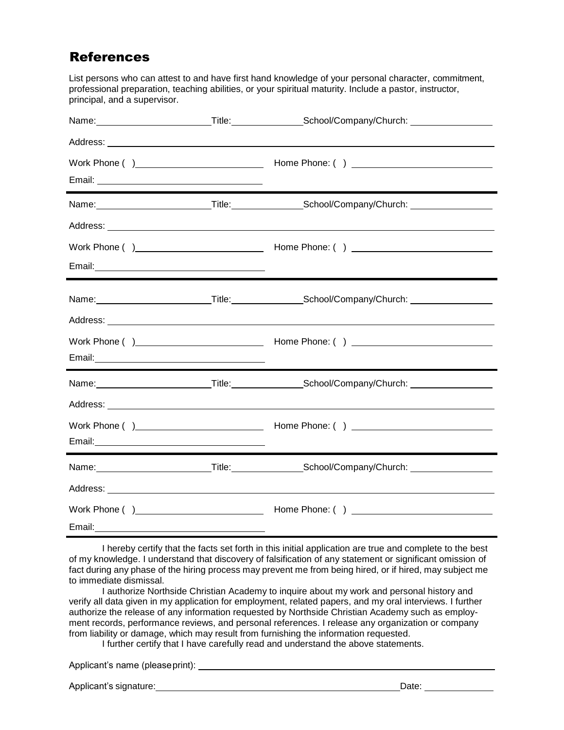## References

List persons who can attest to and have first hand knowledge of your personal character, commitment, professional preparation, teaching abilities, or your spiritual maturity. Include a pastor, instructor, principal, and a supervisor.

Name:______________________ Title:______________ School/Company/Church: ________________

Address: ______________________________________________________________________

Work Phone ( ) ________________________ Home Phone: ( ) ___________________________

Email: _________________________________

---

Name:______________________ Title:______________ School/Company/Church: ________________

Address: ______________________________________________________________________

Work Phone ( ) ________________________ Home Phone: ( ) ___________________________

Email: _________________________________

---

Name:______________________ Title:______________ School/Company/Church: ________________

Address: ______________________________________________________________________

Work Phone ( ) ________________________ Home Phone: ( ) ___________________________

Email: _________________________________

---

Name:______________________ Title:______________ School/Company/Church: ________________

Address: ______________________________________________________________________

Work Phone ( ) ________________________ Home Phone: ( ) ___________________________

Email: _________________________________

---

Name:______________________ Title:______________ School/Company/Church: ________________

Address: ______________________________________________________________________

Work Phone ( ) ________________________ Home Phone: ( ) ___________________________

Email: _________________________________

---

I hereby certify that the facts set forth in this initial application are true and complete to the best of my knowledge. I understand that discovery of falsification of any statement or significant omission of fact during any phase of the hiring process may prevent me from being hired, or if hired, may subject me to immediate dismissal.

I authorize Northside Christian Academy to inquire about my work and personal history and verify all data given in my application for employment, related papers, and my oral interviews. I further authorize the release of any information requested by Northside Christian Academy such as employment records, performance reviews, and personal references. I release any organization or company from liability or damage, which may result from furnishing the information requested.

I further certify that I have carefully read and understand the above statements.

Applicant's name (please print): ______________________________________________

Applicant's signature: ___________________________________ Date: ______________